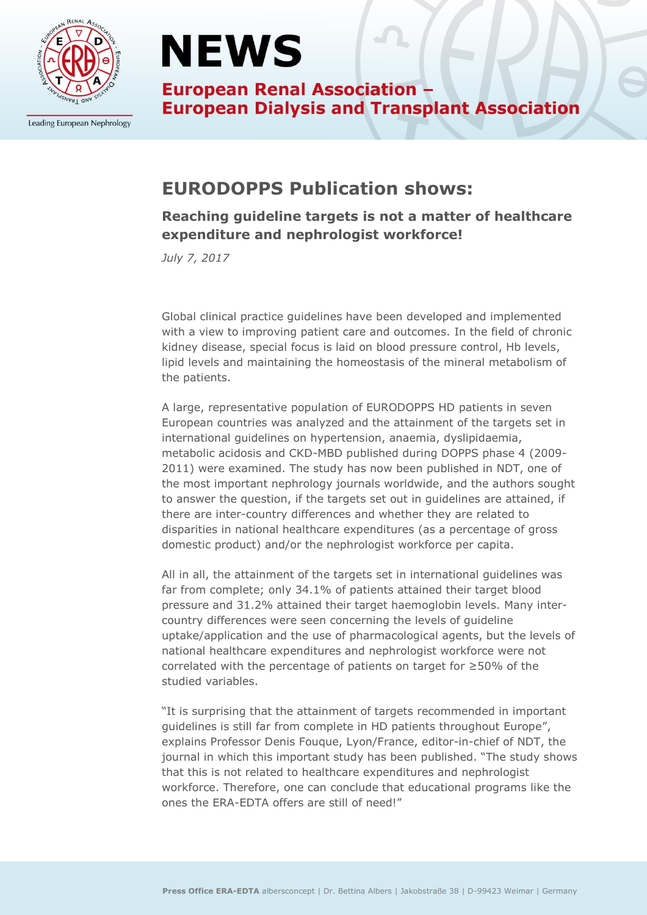# NEWS

**European Renal Association – European Dialysis and Transplant Association**

## EURODOPPS Publication shows:

### Reaching guideline targets is not a matter of healthcare expenditure and nephrologist workforce!

*July 7, 2017*

Global clinical practice guidelines have been developed and implemented with a view to improving patient care and outcomes. In the field of chronic kidney disease, special focus is laid on blood pressure control, Hb levels, lipid levels and maintaining the homeostasis of the mineral metabolism of the patients.

A large, representative population of EURODOPPS HD patients in seven European countries was analyzed and the attainment of the targets set in international guidelines on hypertension, anaemia, dyslipidaemia, metabolic acidosis and CKD-MBD published during DOPPS phase 4 (2009-2011) were examined. The study has now been published in NDT, one of the most important nephrology journals worldwide, and the authors sought to answer the question, if the targets set out in guidelines are attained, if there are inter-country differences and whether they are related to disparities in national healthcare expenditures (as a percentage of gross domestic product) and/or the nephrologist workforce per capita.

All in all, the attainment of the targets set in international guidelines was far from complete; only 34.1% of patients attained their target blood pressure and 31.2% attained their target haemoglobin levels. Many inter-country differences were seen concerning the levels of guideline uptake/application and the use of pharmacological agents, but the levels of national healthcare expenditures and nephrologist workforce were not correlated with the percentage of patients on target for ≥50% of the studied variables.

"It is surprising that the attainment of targets recommended in important guidelines is still far from complete in HD patients throughout Europe", explains Professor Denis Fouque, Lyon/France, editor-in-chief of NDT, the journal in which this important study has been published. "The study shows that this is not related to healthcare expenditures and nephrologist workforce. Therefore, one can conclude that educational programs like the ones the ERA-EDTA offers are still of need!"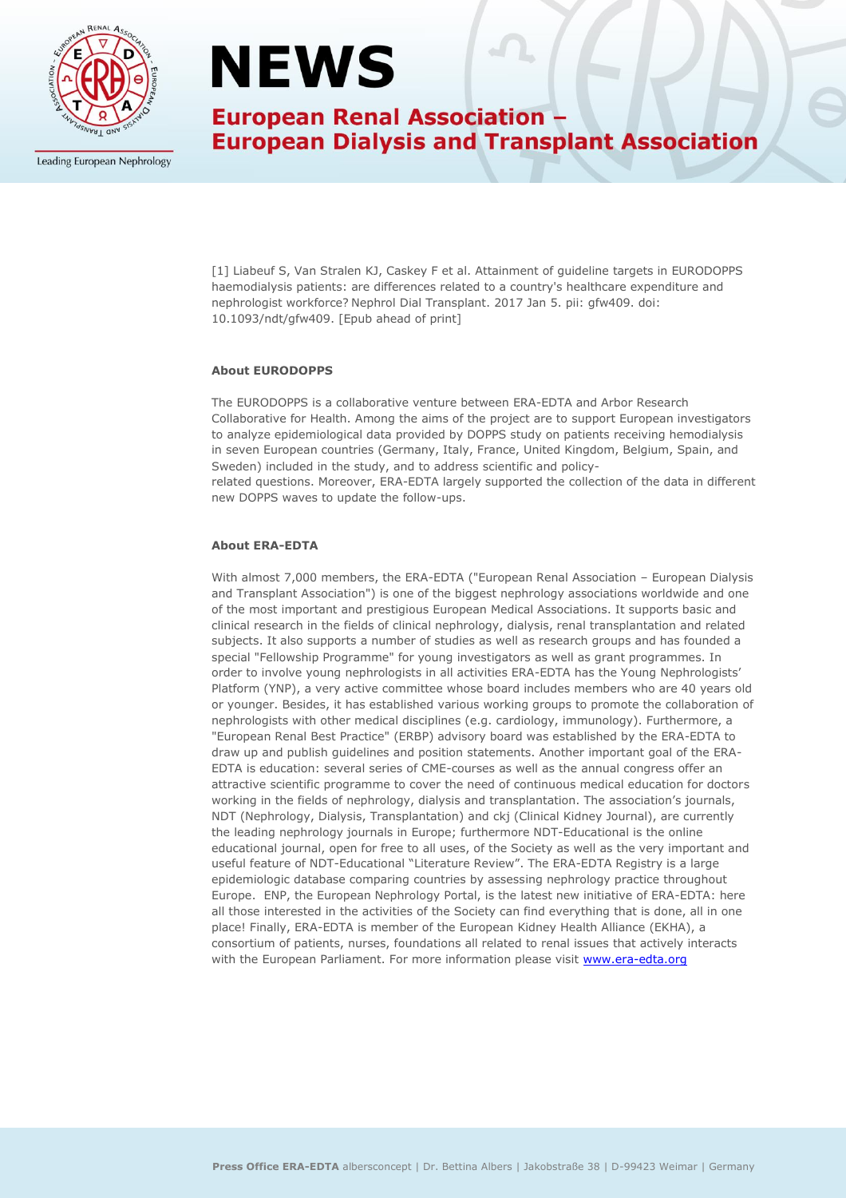[1] Liabeuf S, Van Stralen KJ, Caskey F et al. Attainment of guideline targets in EURODOPPS haemodialysis patients: are differences related to a country's healthcare expenditure and nephrologist workforce? Nephrol Dial Transplant. 2017 Jan 5. pii: gfw409. doi: 10.1093/ndt/gfw409. [Epub ahead of print]

**About EURODOPPS**

The EURODOPPS is a collaborative venture between ERA-EDTA and Arbor Research Collaborative for Health. Among the aims of the project are to support European investigators to analyze epidemiological data provided by DOPPS study on patients receiving hemodialysis in seven European countries (Germany, Italy, France, United Kingdom, Belgium, Spain, and Sweden) included in the study, and to address scientific and policy-related questions. Moreover, ERA-EDTA largely supported the collection of the data in different new DOPPS waves to update the follow-ups.

**About ERA-EDTA**

With almost 7,000 members, the ERA-EDTA ("European Renal Association – European Dialysis and Transplant Association") is one of the biggest nephrology associations worldwide and one of the most important and prestigious European Medical Associations. It supports basic and clinical research in the fields of clinical nephrology, dialysis, renal transplantation and related subjects. It also supports a number of studies as well as research groups and has founded a special "Fellowship Programme" for young investigators as well as grant programmes. In order to involve young nephrologists in all activities ERA-EDTA has the Young Nephrologists' Platform (YNP), a very active committee whose board includes members who are 40 years old or younger. Besides, it has established various working groups to promote the collaboration of nephrologists with other medical disciplines (e.g. cardiology, immunology). Furthermore, a "European Renal Best Practice" (ERBP) advisory board was established by the ERA-EDTA to draw up and publish guidelines and position statements. Another important goal of the ERA-EDTA is education: several series of CME-courses as well as the annual congress offer an attractive scientific programme to cover the need of continuous medical education for doctors working in the fields of nephrology, dialysis and transplantation. The association's journals, NDT (Nephrology, Dialysis, Transplantation) and ckj (Clinical Kidney Journal), are currently the leading nephrology journals in Europe; furthermore NDT-Educational is the online educational journal, open for free to all uses, of the Society as well as the very important and useful feature of NDT-Educational "Literature Review". The ERA-EDTA Registry is a large epidemiologic database comparing countries by assessing nephrology practice throughout Europe. ENP, the European Nephrology Portal, is the latest new initiative of ERA-EDTA: here all those interested in the activities of the Society can find everything that is done, all in one place! Finally, ERA-EDTA is member of the European Kidney Health Alliance (EKHA), a consortium of patients, nurses, foundations all related to renal issues that actively interacts with the European Parliament. For more information please visit [www.era-edta.org](http://www.era-edta.org)

**Press Office ERA-EDTA** altersconcept | Dr. Bettina Albers | Jakobstraße 38 | D-99423 Weimar | Germany